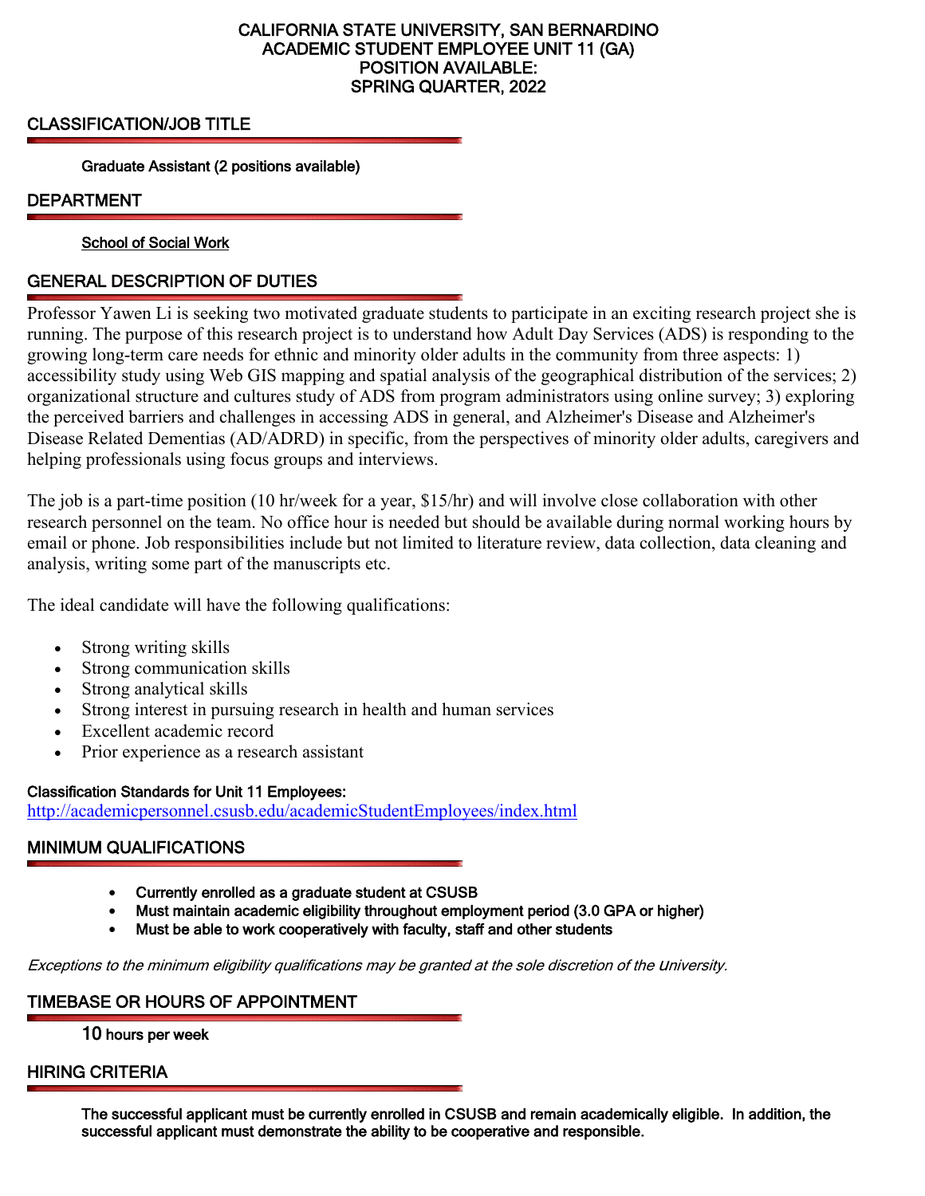# CALIFORNIA STATE UNIVERSITY, SAN BERNARDINO
# ACADEMIC STUDENT EMPLOYEE UNIT 11 (GA)
# POSITION AVAILABLE:
# SPRING QUARTER, 2022

## CLASSIFICATION/JOB TITLE

**Graduate Assistant (2 positions available)**

## DEPARTMENT

**School of Social Work**

## GENERAL DESCRIPTION OF DUTIES

Professor Yawen Li is seeking two motivated graduate students to participate in an exciting research project she is running. The purpose of this research project is to understand how Adult Day Services (ADS) is responding to the growing long-term care needs for ethnic and minority older adults in the community from three aspects: 1) accessibility study using Web GIS mapping and spatial analysis of the geographical distribution of the services; 2) organizational structure and cultures study of ADS from program administrators using online survey; 3) exploring the perceived barriers and challenges in accessing ADS in general, and Alzheimer's Disease and Alzheimer's Disease Related Dementias (AD/ADRD) in specific, from the perspectives of minority older adults, caregivers and helping professionals using focus groups and interviews.

The job is a part-time position (10 hr/week for a year, $15/hr) and will involve close collaboration with other research personnel on the team. No office hour is needed but should be available during normal working hours by email or phone. Job responsibilities include but not limited to literature review, data collection, data cleaning and analysis, writing some part of the manuscripts etc.

The ideal candidate will have the following qualifications:

- Strong writing skills
- Strong communication skills
- Strong analytical skills
- Strong interest in pursuing research in health and human services
- Excellent academic record
- Prior experience as a research assistant

**Classification Standards for Unit 11 Employees:**
http://academicpersonnel.csusb.edu/academicStudentEmployees/index.html

## MINIMUM QUALIFICATIONS

- **Currently enrolled as a graduate student at CSUSB**
- **Must maintain academic eligibility throughout employment period (3.0 GPA or higher)**
- **Must be able to work cooperatively with faculty, staff and other students**

*Exceptions to the minimum eligibility qualifications may be granted at the sole discretion of the University.*

## TIMEBASE OR HOURS OF APPOINTMENT

**10 hours per week**

## HIRING CRITERIA

**The successful applicant must be currently enrolled in CSUSB and remain academically eligible. In addition, the successful applicant must demonstrate the ability to be cooperative and responsible.**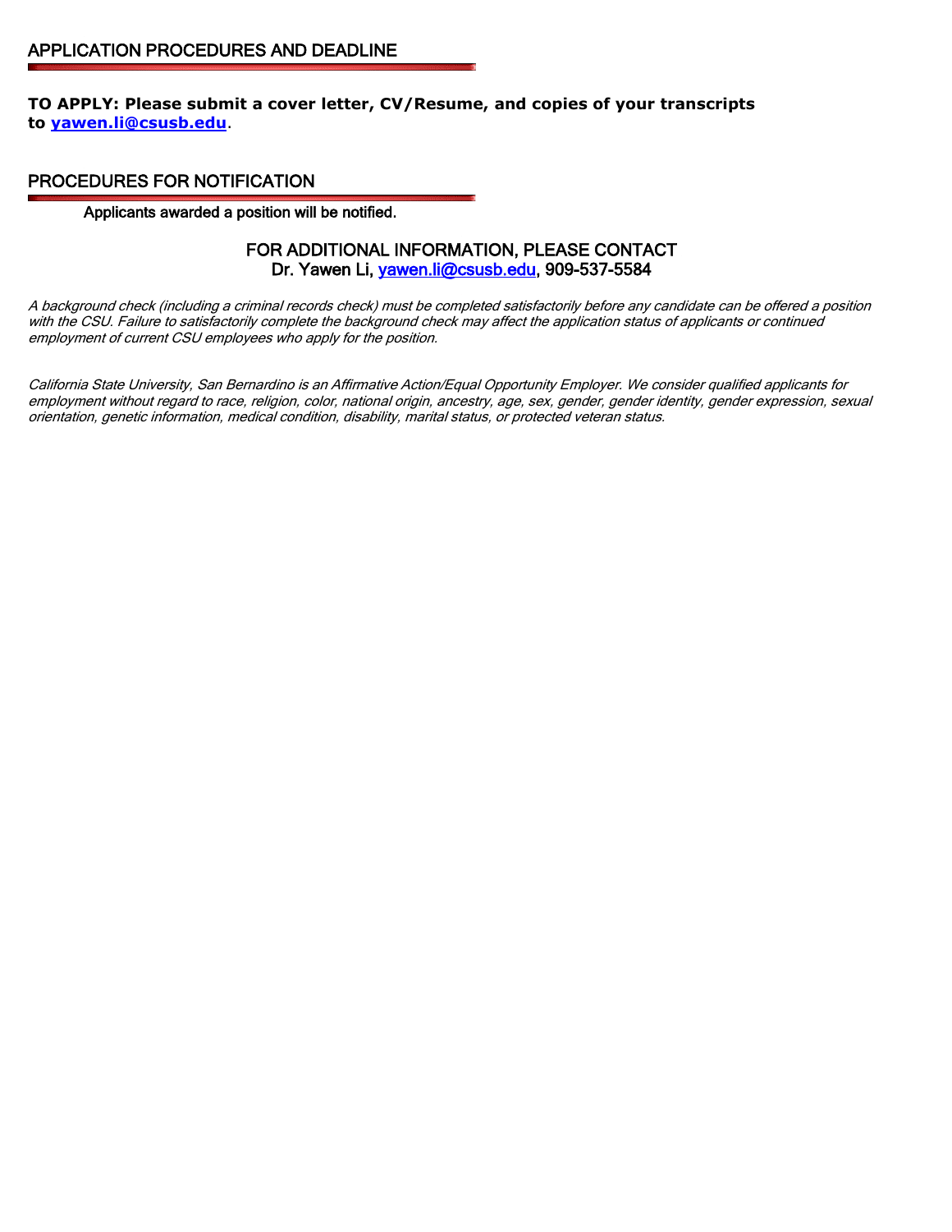## APPLICATION PROCEDURES AND DEADLINE

**TO APPLY: Please submit a cover letter, CV/Resume, and copies of your transcripts to yawen.li@csusb.edu.**

## PROCEDURES FOR NOTIFICATION

Applicants awarded a position will be notified.

FOR ADDITIONAL INFORMATION, PLEASE CONTACT
Dr. Yawen Li, yawen.li@csusb.edu, 909-537-5584

*A background check (including a criminal records check) must be completed satisfactorily before any candidate can be offered a position with the CSU. Failure to satisfactorily complete the background check may affect the application status of applicants or continued employment of current CSU employees who apply for the position.*

*California State University, San Bernardino is an Affirmative Action/Equal Opportunity Employer. We consider qualified applicants for employment without regard to race, religion, color, national origin, ancestry, age, sex, gender, gender identity, gender expression, sexual orientation, genetic information, medical condition, disability, marital status, or protected veteran status.*